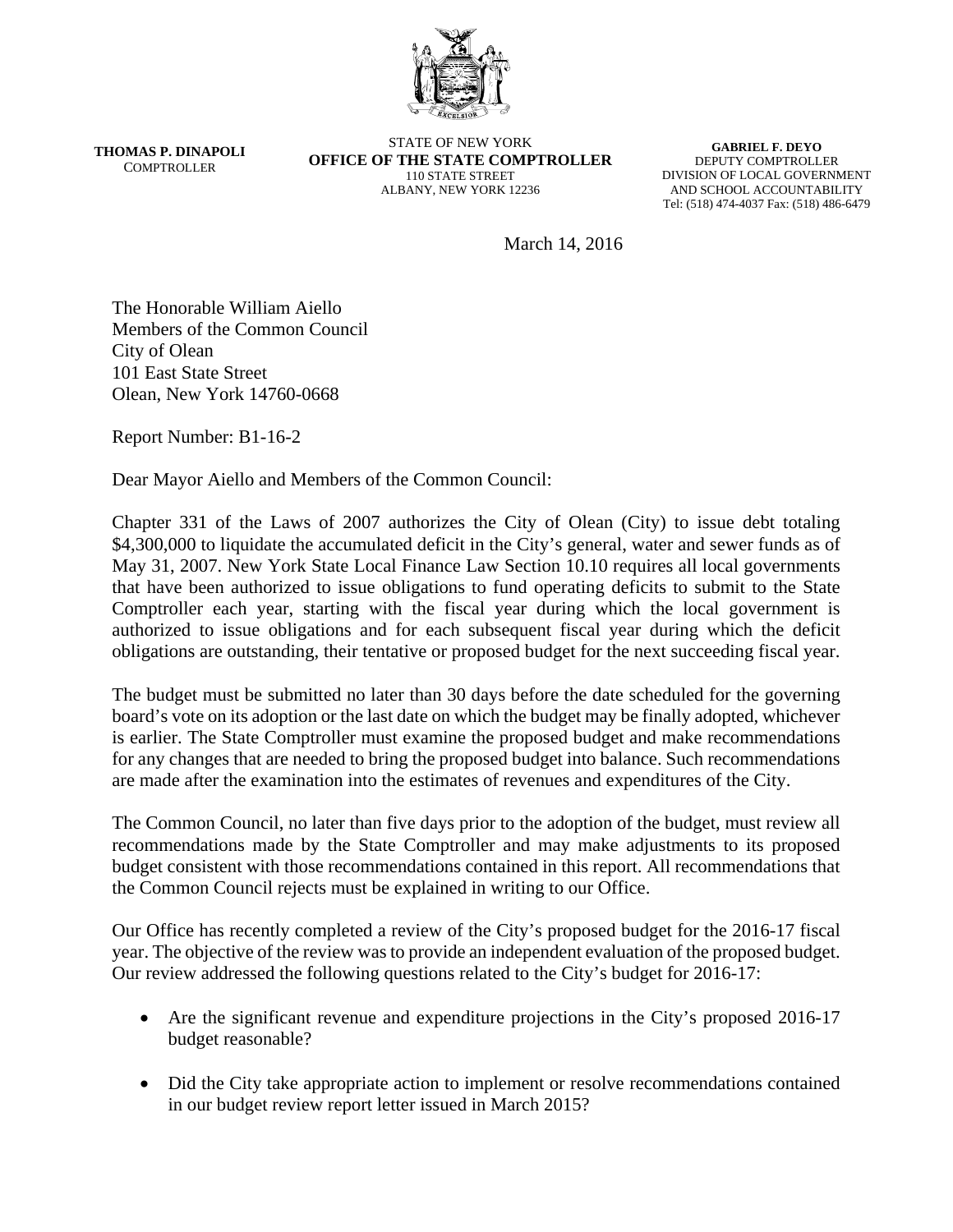THOMAS P. DINAPOLI
COMPTROLLER

STATE OF NEW YORK
**OFFICE OF THE STATE COMPTROLLER**
110 STATE STREET
ALBANY, NEW YORK 12236

**GABRIEL F. DEYO**
DEPUTY COMPTROLLER
DIVISION OF LOCAL GOVERNMENT
AND SCHOOL ACCOUNTABILITY
Tel: (518) 474-4037 Fax: (518) 486-6479

March 14, 2016

The Honorable William Aiello
Members of the Common Council
City of Olean
101 East State Street
Olean, New York 14760-0668

Report Number: B1-16-2

Dear Mayor Aiello and Members of the Common Council:

Chapter 331 of the Laws of 2007 authorizes the City of Olean (City) to issue debt totaling $4,300,000 to liquidate the accumulated deficit in the City's general, water and sewer funds as of May 31, 2007. New York State Local Finance Law Section 10.10 requires all local governments that have been authorized to issue obligations to fund operating deficits to submit to the State Comptroller each year, starting with the fiscal year during which the local government is authorized to issue obligations and for each subsequent fiscal year during which the deficit obligations are outstanding, their tentative or proposed budget for the next succeeding fiscal year.

The budget must be submitted no later than 30 days before the date scheduled for the governing board's vote on its adoption or the last date on which the budget may be finally adopted, whichever is earlier. The State Comptroller must examine the proposed budget and make recommendations for any changes that are needed to bring the proposed budget into balance. Such recommendations are made after the examination into the estimates of revenues and expenditures of the City.

The Common Council, no later than five days prior to the adoption of the budget, must review all recommendations made by the State Comptroller and may make adjustments to its proposed budget consistent with those recommendations contained in this report. All recommendations that the Common Council rejects must be explained in writing to our Office.

Our Office has recently completed a review of the City's proposed budget for the 2016-17 fiscal year. The objective of the review was to provide an independent evaluation of the proposed budget. Our review addressed the following questions related to the City's budget for 2016-17:

- Are the significant revenue and expenditure projections in the City's proposed 2016-17 budget reasonable?
- Did the City take appropriate action to implement or resolve recommendations contained in our budget review report letter issued in March 2015?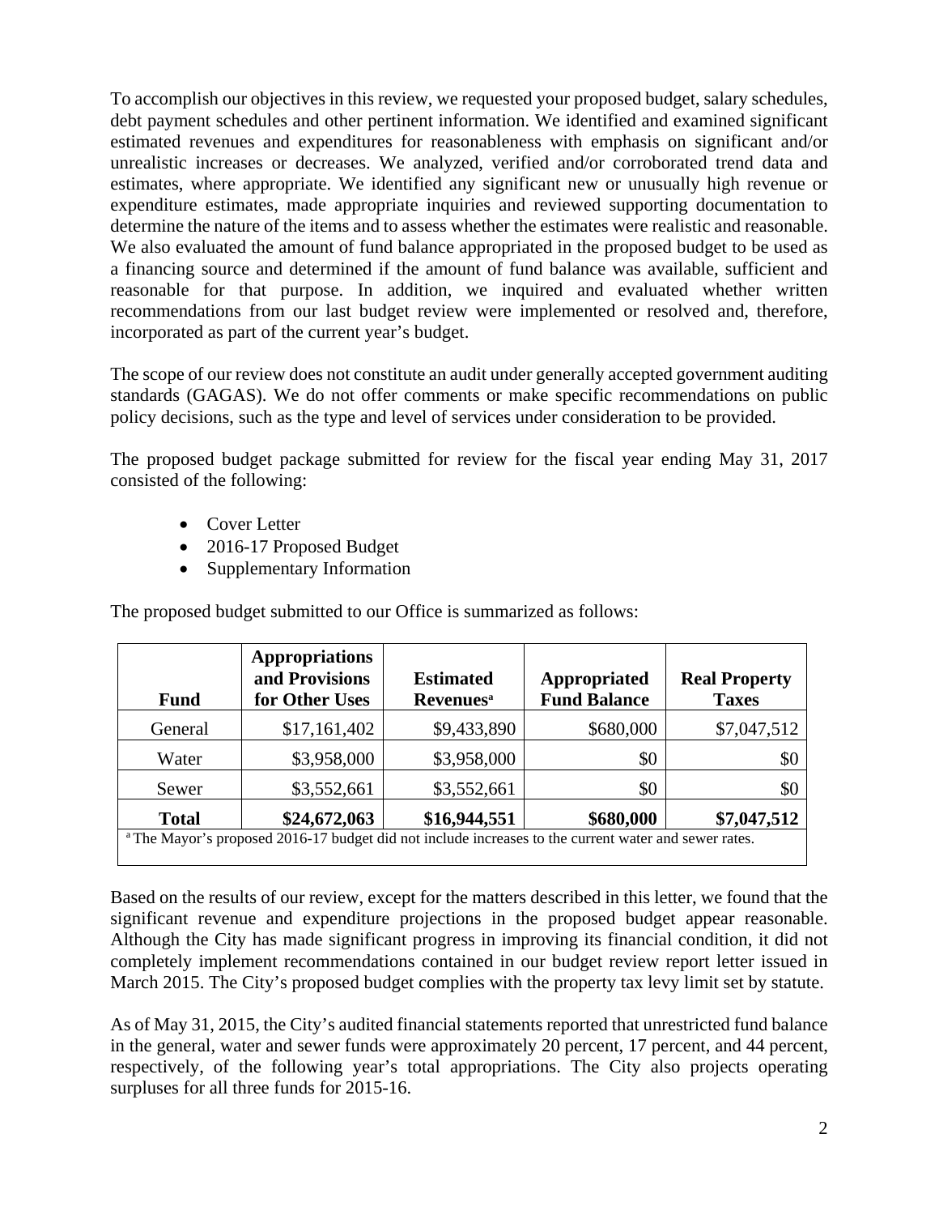To accomplish our objectives in this review, we requested your proposed budget, salary schedules, debt payment schedules and other pertinent information. We identified and examined significant estimated revenues and expenditures for reasonableness with emphasis on significant and/or unrealistic increases or decreases. We analyzed, verified and/or corroborated trend data and estimates, where appropriate. We identified any significant new or unusually high revenue or expenditure estimates, made appropriate inquiries and reviewed supporting documentation to determine the nature of the items and to assess whether the estimates were realistic and reasonable. We also evaluated the amount of fund balance appropriated in the proposed budget to be used as a financing source and determined if the amount of fund balance was available, sufficient and reasonable for that purpose. In addition, we inquired and evaluated whether written recommendations from our last budget review were implemented or resolved and, therefore, incorporated as part of the current year's budget.

The scope of our review does not constitute an audit under generally accepted government auditing standards (GAGAS). We do not offer comments or make specific recommendations on public policy decisions, such as the type and level of services under consideration to be provided.

The proposed budget package submitted for review for the fiscal year ending May 31, 2017 consisted of the following:

- Cover Letter
- 2016-17 Proposed Budget
- Supplementary Information

The proposed budget submitted to our Office is summarized as follows:

| Fund | Appropriations and Provisions for Other Uses | Estimated Revenues[a] | Appropriated Fund Balance | Real Property Taxes |
|---|---|---|---|---|
| General | \$17,161,402 | \$9,433,890 | \$680,000 | \$7,047,512 |
| Water | \$3,958,000 | \$3,958,000 | \$0 | \$0 |
| Sewer | \$3,552,661 | \$3,552,661 | \$0 | \$0 |
| **Total** | **\$24,672,063** | **\$16,944,551** | **\$680,000** | **\$7,047,512** |

[a] The Mayor's proposed 2016-17 budget did not include increases to the current water and sewer rates.

Based on the results of our review, except for the matters described in this letter, we found that the significant revenue and expenditure projections in the proposed budget appear reasonable. Although the City has made significant progress in improving its financial condition, it did not completely implement recommendations contained in our budget review report letter issued in March 2015. The City's proposed budget complies with the property tax levy limit set by statute.

As of May 31, 2015, the City's audited financial statements reported that unrestricted fund balance in the general, water and sewer funds were approximately 20 percent, 17 percent, and 44 percent, respectively, of the following year's total appropriations. The City also projects operating surpluses for all three funds for 2015-16.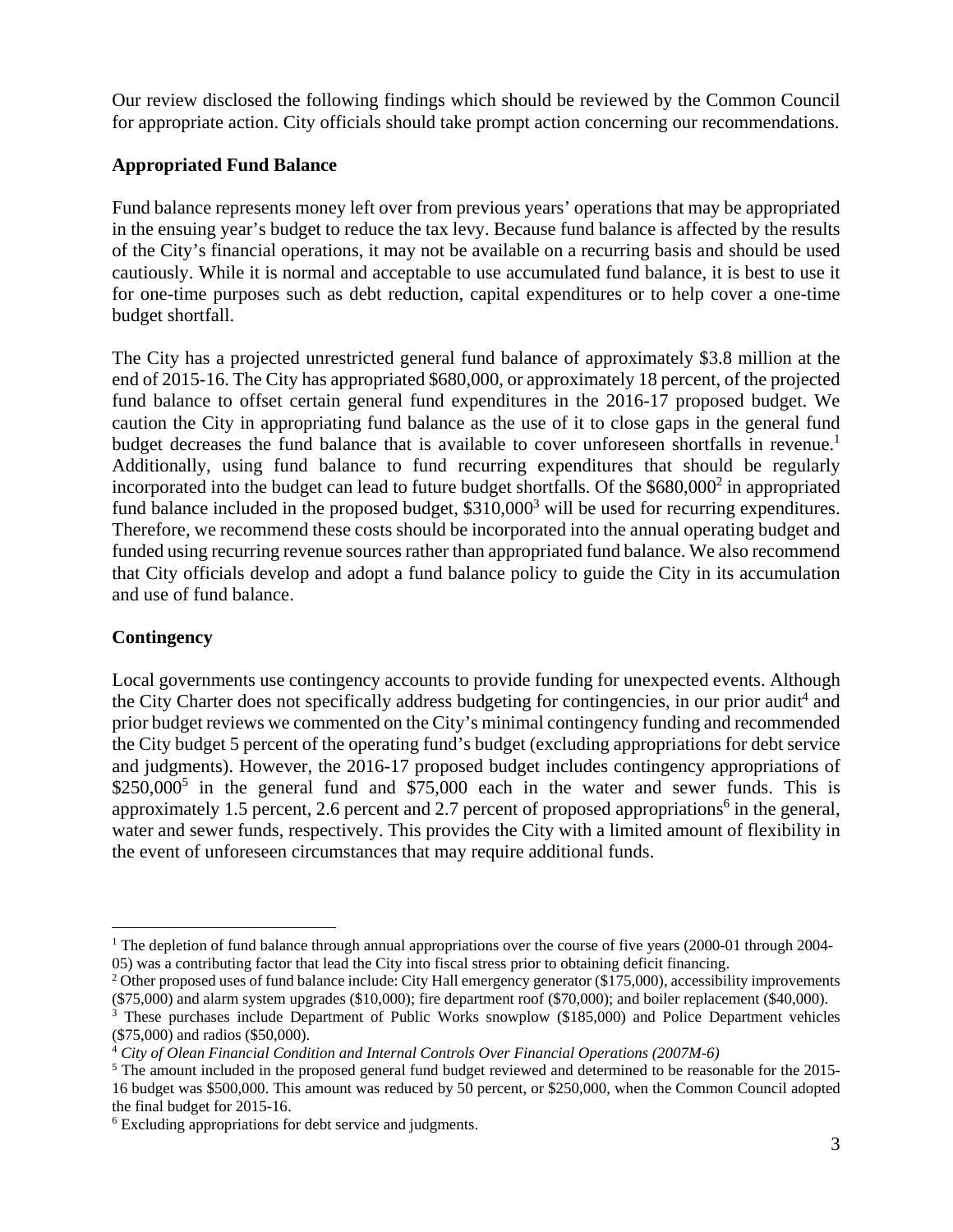Our review disclosed the following findings which should be reviewed by the Common Council for appropriate action. City officials should take prompt action concerning our recommendations.

**Appropriated Fund Balance**

Fund balance represents money left over from previous years' operations that may be appropriated in the ensuing year's budget to reduce the tax levy. Because fund balance is affected by the results of the City's financial operations, it may not be available on a recurring basis and should be used cautiously. While it is normal and acceptable to use accumulated fund balance, it is best to use it for one-time purposes such as debt reduction, capital expenditures or to help cover a one-time budget shortfall.

The City has a projected unrestricted general fund balance of approximately $3.8 million at the end of 2015-16. The City has appropriated $680,000, or approximately 18 percent, of the projected fund balance to offset certain general fund expenditures in the 2016-17 proposed budget. We caution the City in appropriating fund balance as the use of it to close gaps in the general fund budget decreases the fund balance that is available to cover unforeseen shortfalls in revenue.[1] Additionally, using fund balance to fund recurring expenditures that should be regularly incorporated into the budget can lead to future budget shortfalls. Of the $680,000[2] in appropriated fund balance included in the proposed budget, $310,000[3] will be used for recurring expenditures. Therefore, we recommend these costs should be incorporated into the annual operating budget and funded using recurring revenue sources rather than appropriated fund balance. We also recommend that City officials develop and adopt a fund balance policy to guide the City in its accumulation and use of fund balance.

**Contingency**

Local governments use contingency accounts to provide funding for unexpected events. Although the City Charter does not specifically address budgeting for contingencies, in our prior audit[4] and prior budget reviews we commented on the City's minimal contingency funding and recommended the City budget 5 percent of the operating fund's budget (excluding appropriations for debt service and judgments). However, the 2016-17 proposed budget includes contingency appropriations of $250,000[5] in the general fund and $75,000 each in the water and sewer funds. This is approximately 1.5 percent, 2.6 percent and 2.7 percent of proposed appropriations[6] in the general, water and sewer funds, respectively. This provides the City with a limited amount of flexibility in the event of unforeseen circumstances that may require additional funds.

---

[1] The depletion of fund balance through annual appropriations over the course of five years (2000-01 through 2004-05) was a contributing factor that lead the City into fiscal stress prior to obtaining deficit financing.

[2] Other proposed uses of fund balance include: City Hall emergency generator ($175,000), accessibility improvements ($75,000) and alarm system upgrades ($10,000); fire department roof ($70,000); and boiler replacement ($40,000).

[3] These purchases include Department of Public Works snowplow ($185,000) and Police Department vehicles ($75,000) and radios ($50,000).

[4] *City of Olean Financial Condition and Internal Controls Over Financial Operations (2007M-6)*

[5] The amount included in the proposed general fund budget reviewed and determined to be reasonable for the 2015-16 budget was $500,000. This amount was reduced by 50 percent, or $250,000, when the Common Council adopted the final budget for 2015-16.

[6] Excluding appropriations for debt service and judgments.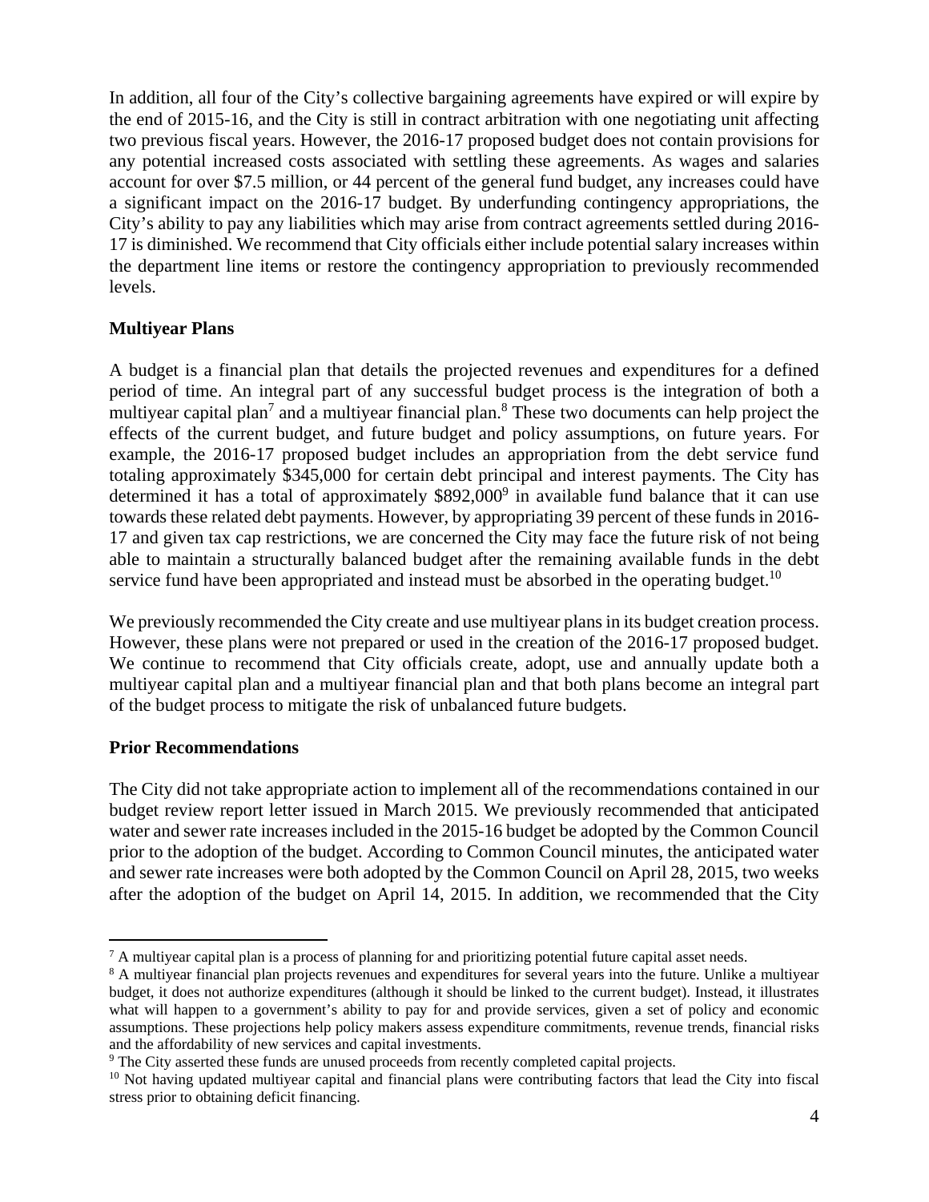In addition, all four of the City's collective bargaining agreements have expired or will expire by the end of 2015-16, and the City is still in contract arbitration with one negotiating unit affecting two previous fiscal years. However, the 2016-17 proposed budget does not contain provisions for any potential increased costs associated with settling these agreements. As wages and salaries account for over $7.5 million, or 44 percent of the general fund budget, any increases could have a significant impact on the 2016-17 budget. By underfunding contingency appropriations, the City's ability to pay any liabilities which may arise from contract agreements settled during 2016-17 is diminished. We recommend that City officials either include potential salary increases within the department line items or restore the contingency appropriation to previously recommended levels.

**Multiyear Plans**

A budget is a financial plan that details the projected revenues and expenditures for a defined period of time. An integral part of any successful budget process is the integration of both a multiyear capital plan[7] and a multiyear financial plan.[8] These two documents can help project the effects of the current budget, and future budget and policy assumptions, on future years. For example, the 2016-17 proposed budget includes an appropriation from the debt service fund totaling approximately $345,000 for certain debt principal and interest payments. The City has determined it has a total of approximately $892,000[9] in available fund balance that it can use towards these related debt payments. However, by appropriating 39 percent of these funds in 2016-17 and given tax cap restrictions, we are concerned the City may face the future risk of not being able to maintain a structurally balanced budget after the remaining available funds in the debt service fund have been appropriated and instead must be absorbed in the operating budget.[10]

We previously recommended the City create and use multiyear plans in its budget creation process. However, these plans were not prepared or used in the creation of the 2016-17 proposed budget. We continue to recommend that City officials create, adopt, use and annually update both a multiyear capital plan and a multiyear financial plan and that both plans become an integral part of the budget process to mitigate the risk of unbalanced future budgets.

**Prior Recommendations**

The City did not take appropriate action to implement all of the recommendations contained in our budget review report letter issued in March 2015. We previously recommended that anticipated water and sewer rate increases included in the 2015-16 budget be adopted by the Common Council prior to the adoption of the budget. According to Common Council minutes, the anticipated water and sewer rate increases were both adopted by the Common Council on April 28, 2015, two weeks after the adoption of the budget on April 14, 2015. In addition, we recommended that the City

---

[7] A multiyear capital plan is a process of planning for and prioritizing potential future capital asset needs.

[8] A multiyear financial plan projects revenues and expenditures for several years into the future. Unlike a multiyear budget, it does not authorize expenditures (although it should be linked to the current budget). Instead, it illustrates what will happen to a government's ability to pay for and provide services, given a set of policy and economic assumptions. These projections help policy makers assess expenditure commitments, revenue trends, financial risks and the affordability of new services and capital investments.

[9] The City asserted these funds are unused proceeds from recently completed capital projects.

[10] Not having updated multiyear capital and financial plans were contributing factors that lead the City into fiscal stress prior to obtaining deficit financing.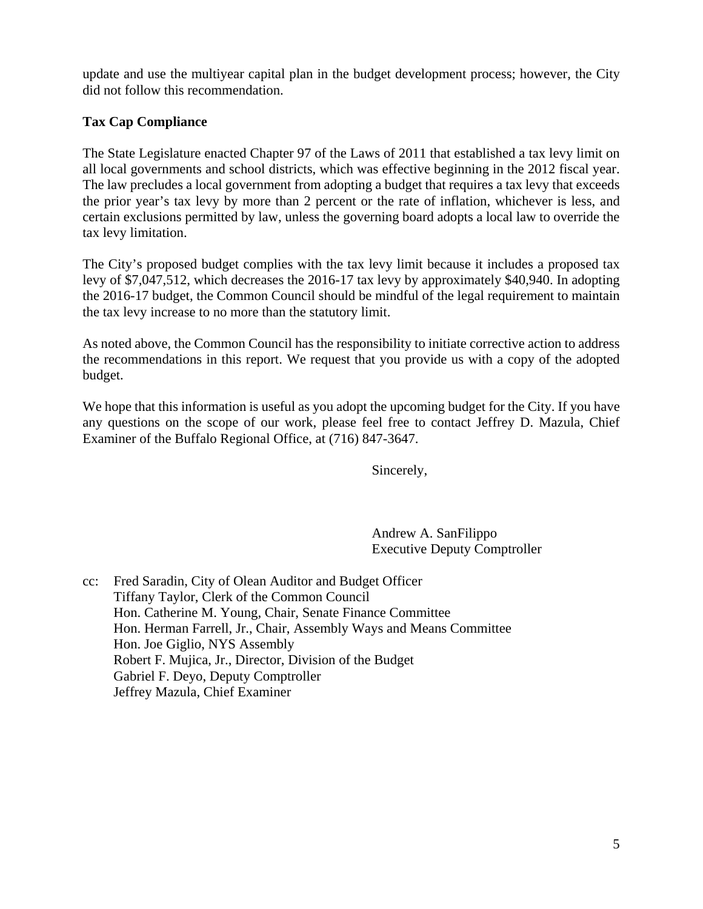update and use the multiyear capital plan in the budget development process; however, the City did not follow this recommendation.

**Tax Cap Compliance**

The State Legislature enacted Chapter 97 of the Laws of 2011 that established a tax levy limit on all local governments and school districts, which was effective beginning in the 2012 fiscal year. The law precludes a local government from adopting a budget that requires a tax levy that exceeds the prior year's tax levy by more than 2 percent or the rate of inflation, whichever is less, and certain exclusions permitted by law, unless the governing board adopts a local law to override the tax levy limitation.

The City's proposed budget complies with the tax levy limit because it includes a proposed tax levy of $7,047,512, which decreases the 2016-17 tax levy by approximately $40,940. In adopting the 2016-17 budget, the Common Council should be mindful of the legal requirement to maintain the tax levy increase to no more than the statutory limit.

As noted above, the Common Council has the responsibility to initiate corrective action to address the recommendations in this report. We request that you provide us with a copy of the adopted budget.

We hope that this information is useful as you adopt the upcoming budget for the City. If you have any questions on the scope of our work, please feel free to contact Jeffrey D. Mazula, Chief Examiner of the Buffalo Regional Office, at (716) 847-3647.

Sincerely,

Andrew A. SanFilippo
Executive Deputy Comptroller

cc: Fred Saradin, City of Olean Auditor and Budget Officer
Tiffany Taylor, Clerk of the Common Council
Hon. Catherine M. Young, Chair, Senate Finance Committee
Hon. Herman Farrell, Jr., Chair, Assembly Ways and Means Committee
Hon. Joe Giglio, NYS Assembly
Robert F. Mujica, Jr., Director, Division of the Budget
Gabriel F. Deyo, Deputy Comptroller
Jeffrey Mazula, Chief Examiner